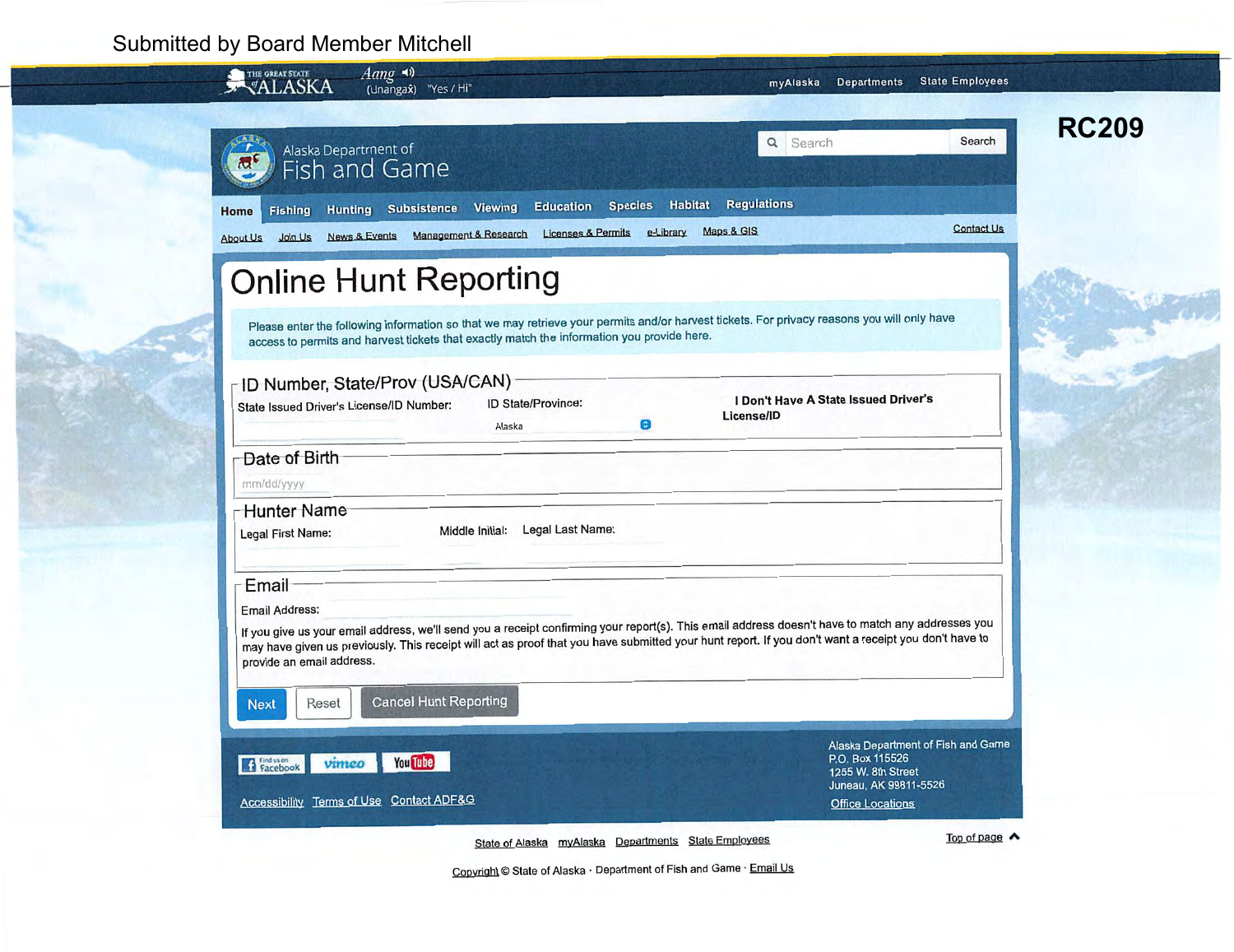Submitted by Board Member Mitchell

**RC209**

THE GREAT STATE of ALASKA — *Aang* (Unangax̂) "Yes / Hi"

myAlaska | Departments | State Employees

Alaska Department of Fish and Game

Search

Home | Fishing | Hunting | Subsistence | Viewing | Education | Species | Habitat | Regulations

About Us | Join Us | News & Events | Management & Research | Licenses & Permits | e-Library | Maps & GIS | Contact Us

# Online Hunt Reporting

Please enter the following information so that we may retrieve your permits and/or harvest tickets. For privacy reasons you will only have access to permits and harvest tickets that exactly match the information you provide here.

## ID Number, State/Prov (USA/CAN)

State Issued Driver's License/ID Number:

ID State/Province: Alaska

**I Don't Have A State Issued Driver's License/ID**

## Date of Birth

mm/dd/yyyy

## Hunter Name

Legal First Name: Middle Initial: Legal Last Name:

## Email

Email Address:

If you give us your email address, we'll send you a receipt confirming your report(s). This email address doesn't have to match any addresses you may have given us previously. This receipt will act as proof that you have submitted your hunt report. If you don't want a receipt you don't have to provide an email address.

Next | Reset | Cancel Hunt Reporting

Find us on Facebook | vimeo | YouTube

Accessibility | Terms of Use | Contact ADF&G

Alaska Department of Fish and Game
P.O. Box 115526
1255 W. 8th Street
Juneau, AK 99811-5526
Office Locations

State of Alaska | myAlaska | Departments | State Employees | Top of page

Copyright © State of Alaska · Department of Fish and Game · Email Us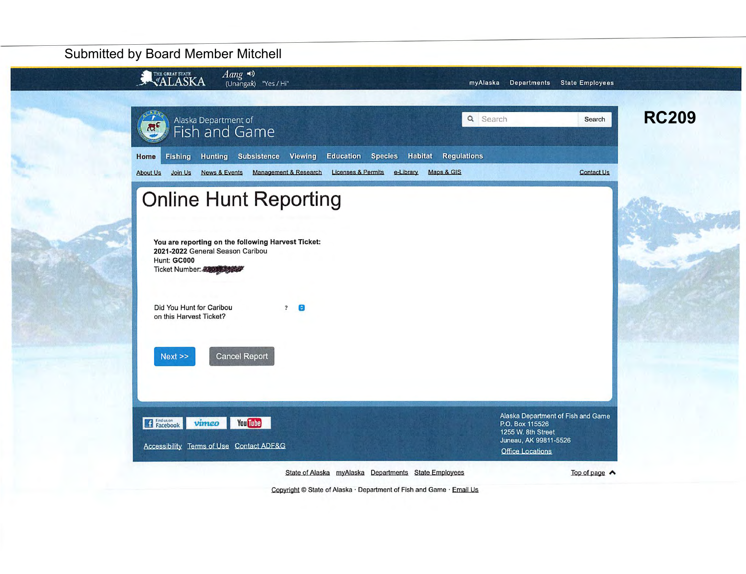Submitted by Board Member Mitchell

**RC209**

THE GREAT STATE of ALASKA    Aang (Unangax̂) "Yes / Hi"

myAlaska   Departments   State Employees

Alaska Department of Fish and Game

Search

Home   Fishing   Hunting   Subsistence   Viewing   Education   Species   Habitat   Regulations

About Us   Join Us   News & Events   Management & Research   Licenses & Permits   e-Library   Maps & GIS   Contact Us

# Online Hunt Reporting

**You are reporting on the following Harvest Ticket:**
**2021-2022** General Season Caribou
Hunt: **GC000**
Ticket Number: [redacted]

Did You Hunt for Caribou on this Harvest Ticket?   ?

Next >>   Cancel Report

Find us on Facebook   vimeo   YouTube

Accessibility   Terms of Use   Contact ADF&G

Alaska Department of Fish and Game
P.O. Box 115526
1255 W. 8th Street
Juneau, AK 99811-5526
Office Locations

State of Alaska   myAlaska   Departments   State Employees   Top of page

Copyright © State of Alaska · Department of Fish and Game · Email Us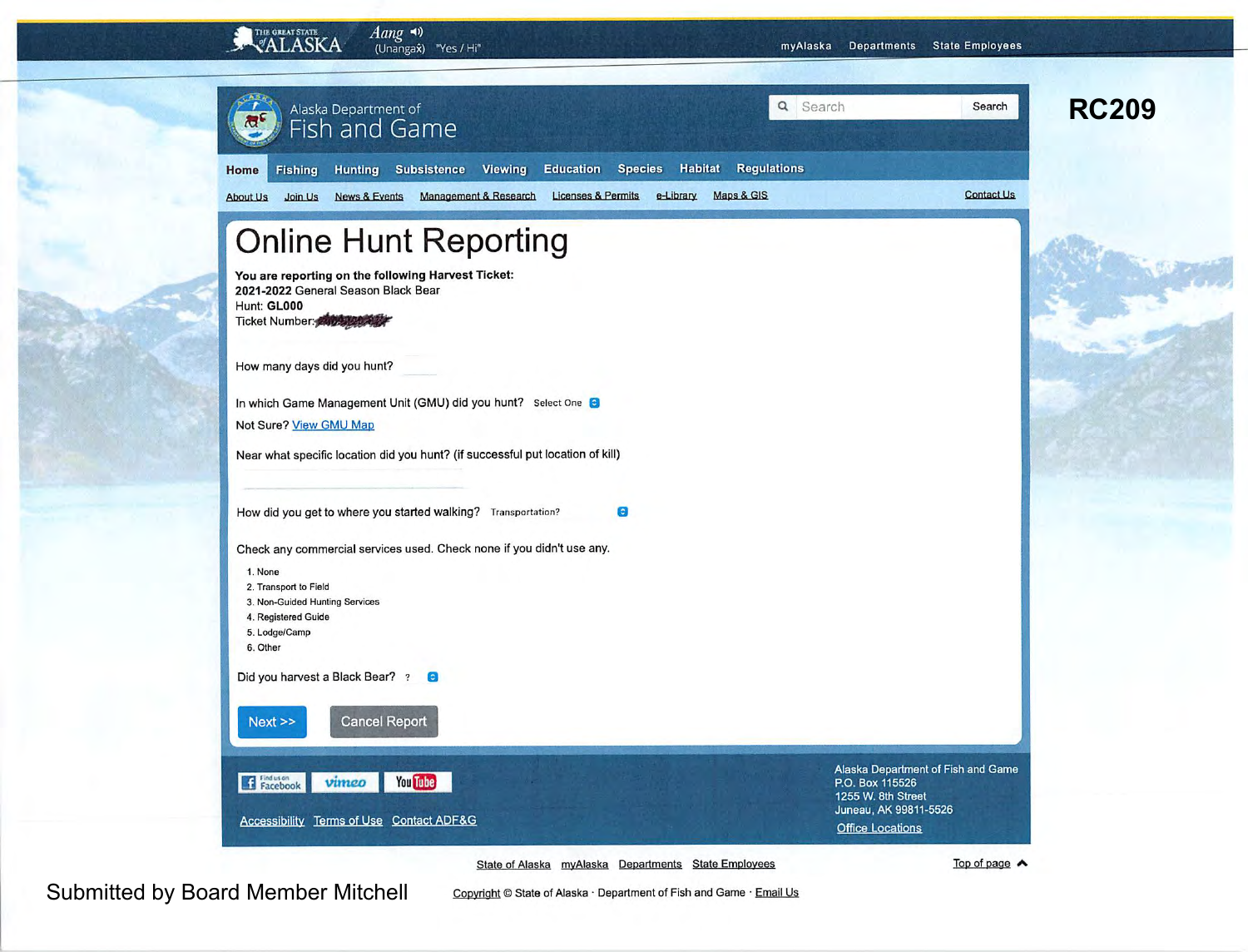RC209

THE GREAT STATE of ALASKA Aang (Unangax̂) "Yes / Hi"

myAlaska Departments State Employees

Alaska Department of Fish and Game

Search

Home Fishing Hunting Subsistence Viewing Education Species Habitat Regulations

About Us Join Us News & Events Management & Research Licenses & Permits e-Library Maps & GIS Contact Us

# Online Hunt Reporting

**You are reporting on the following Harvest Ticket:**
**2021-2022** General Season Black Bear
Hunt: **GL000**
Ticket Number:

How many days did you hunt?

In which Game Management Unit (GMU) did you hunt? Select One

Not Sure? View GMU Map

Near what specific location did you hunt? (if successful put location of kill)

How did you get to where you started walking? Transportation?

Check any commercial services used. Check none if you didn't use any.

1. None
2. Transport to Field
3. Non-Guided Hunting Services
4. Registered Guide
5. Lodge/Camp
6. Other

Did you harvest a Black Bear? ?

Next >> Cancel Report

Facebook vimeo YouTube

Accessibility Terms of Use Contact ADF&G

Alaska Department of Fish and Game
P.O. Box 115526
1255 W. 8th Street
Juneau, AK 99811-5526
Office Locations

State of Alaska myAlaska Departments State Employees Top of page

Copyright © State of Alaska · Department of Fish and Game · Email Us

Submitted by Board Member Mitchell